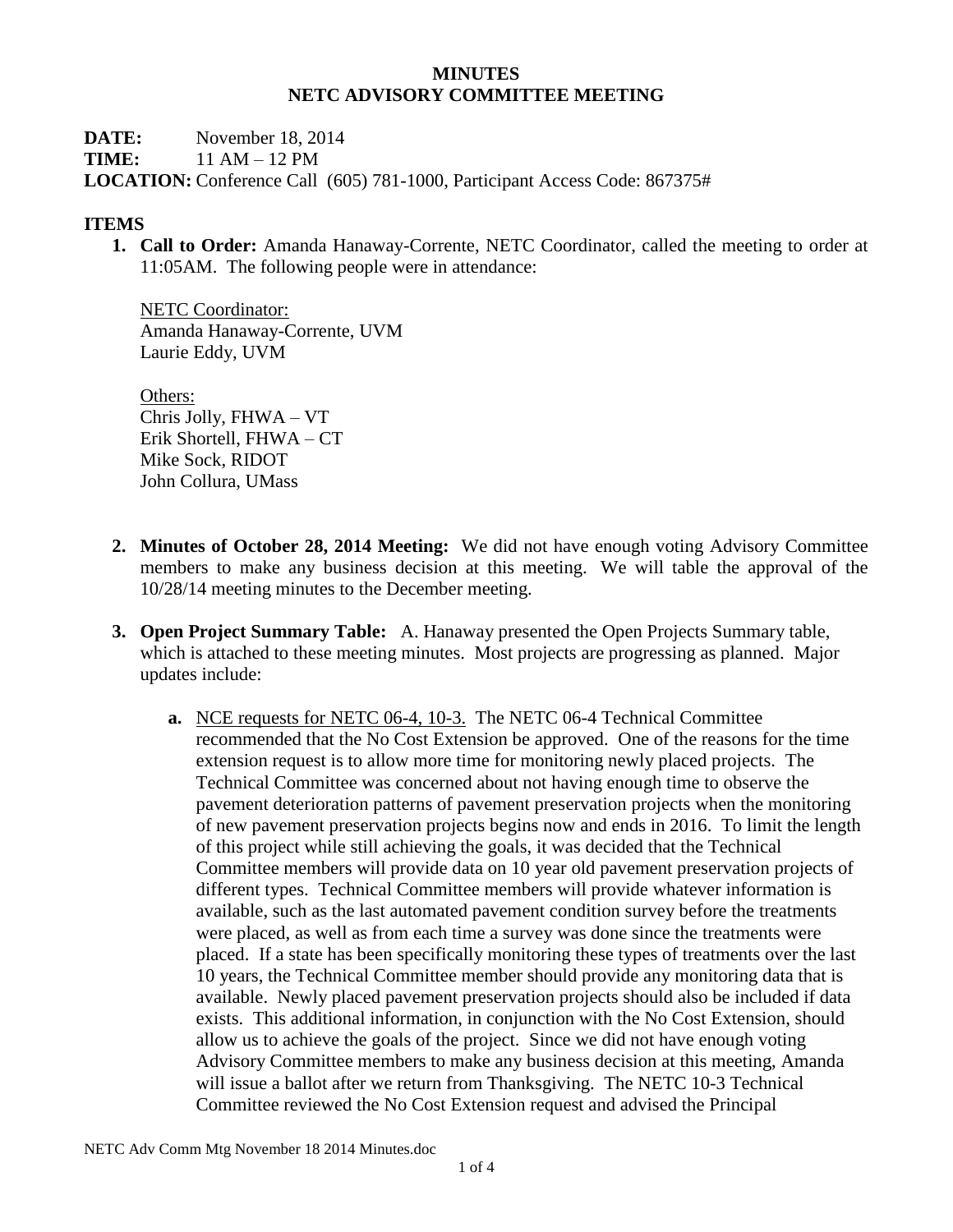# MINUTES
# NETC ADVISORY COMMITTEE MEETING

**DATE:** November 18, 2014
**TIME:** 11 AM – 12 PM
**LOCATION:** Conference Call (605) 781-1000, Participant Access Code: 867375#

## ITEMS

1. **Call to Order:** Amanda Hanaway-Corrente, NETC Coordinator, called the meeting to order at 11:05AM. The following people were in attendance:

   NETC Coordinator:
   Amanda Hanaway-Corrente, UVM
   Laurie Eddy, UVM

   Others:
   Chris Jolly, FHWA – VT
   Erik Shortell, FHWA – CT
   Mike Sock, RIDOT
   John Collura, UMass

2. **Minutes of October 28, 2014 Meeting:** We did not have enough voting Advisory Committee members to make any business decision at this meeting. We will table the approval of the 10/28/14 meeting minutes to the December meeting.

3. **Open Project Summary Table:** A. Hanaway presented the Open Projects Summary table, which is attached to these meeting minutes. Most projects are progressing as planned. Major updates include:

   a. NCE requests for NETC 06-4, 10-3. The NETC 06-4 Technical Committee recommended that the No Cost Extension be approved. One of the reasons for the time extension request is to allow more time for monitoring newly placed projects. The Technical Committee was concerned about not having enough time to observe the pavement deterioration patterns of pavement preservation projects when the monitoring of new pavement preservation projects begins now and ends in 2016. To limit the length of this project while still achieving the goals, it was decided that the Technical Committee members will provide data on 10 year old pavement preservation projects of different types. Technical Committee members will provide whatever information is available, such as the last automated pavement condition survey before the treatments were placed, as well as from each time a survey was done since the treatments were placed. If a state has been specifically monitoring these types of treatments over the last 10 years, the Technical Committee member should provide any monitoring data that is available. Newly placed pavement preservation projects should also be included if data exists. This additional information, in conjunction with the No Cost Extension, should allow us to achieve the goals of the project. Since we did not have enough voting Advisory Committee members to make any business decision at this meeting, Amanda will issue a ballot after we return from Thanksgiving. The NETC 10-3 Technical Committee reviewed the No Cost Extension request and advised the Principal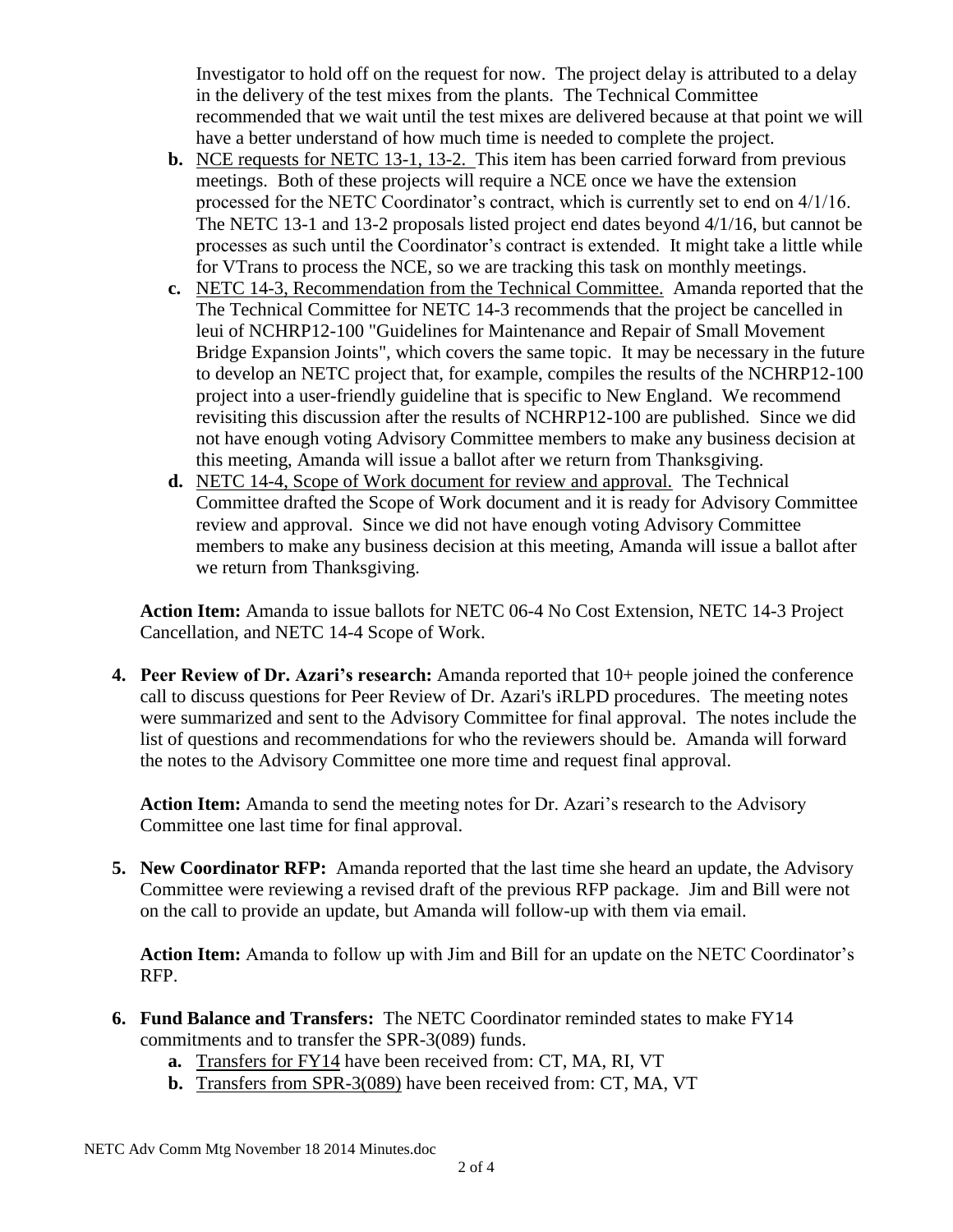Investigator to hold off on the request for now. The project delay is attributed to a delay in the delivery of the test mixes from the plants. The Technical Committee recommended that we wait until the test mixes are delivered because at that point we will have a better understand of how much time is needed to complete the project.

  b. NCE requests for NETC 13-1, 13-2. This item has been carried forward from previous meetings. Both of these projects will require a NCE once we have the extension processed for the NETC Coordinator's contract, which is currently set to end on 4/1/16. The NETC 13-1 and 13-2 proposals listed project end dates beyond 4/1/16, but cannot be processes as such until the Coordinator's contract is extended. It might take a little while for VTrans to process the NCE, so we are tracking this task on monthly meetings.
  c. NETC 14-3, Recommendation from the Technical Committee. Amanda reported that the The Technical Committee for NETC 14-3 recommends that the project be cancelled in leui of NCHRP12-100 "Guidelines for Maintenance and Repair of Small Movement Bridge Expansion Joints", which covers the same topic. It may be necessary in the future to develop an NETC project that, for example, compiles the results of the NCHRP12-100 project into a user-friendly guideline that is specific to New England. We recommend revisiting this discussion after the results of NCHRP12-100 are published. Since we did not have enough voting Advisory Committee members to make any business decision at this meeting, Amanda will issue a ballot after we return from Thanksgiving.
  d. NETC 14-4, Scope of Work document for review and approval. The Technical Committee drafted the Scope of Work document and it is ready for Advisory Committee review and approval. Since we did not have enough voting Advisory Committee members to make any business decision at this meeting, Amanda will issue a ballot after we return from Thanksgiving.

**Action Item:** Amanda to issue ballots for NETC 06-4 No Cost Extension, NETC 14-3 Project Cancellation, and NETC 14-4 Scope of Work.

4. **Peer Review of Dr. Azari's research:** Amanda reported that 10+ people joined the conference call to discuss questions for Peer Review of Dr. Azari's iRLPD procedures. The meeting notes were summarized and sent to the Advisory Committee for final approval. The notes include the list of questions and recommendations for who the reviewers should be. Amanda will forward the notes to the Advisory Committee one more time and request final approval.

   **Action Item:** Amanda to send the meeting notes for Dr. Azari's research to the Advisory Committee one last time for final approval.

5. **New Coordinator RFP:** Amanda reported that the last time she heard an update, the Advisory Committee were reviewing a revised draft of the previous RFP package. Jim and Bill were not on the call to provide an update, but Amanda will follow-up with them via email.

   **Action Item:** Amanda to follow up with Jim and Bill for an update on the NETC Coordinator's RFP.

6. **Fund Balance and Transfers:** The NETC Coordinator reminded states to make FY14 commitments and to transfer the SPR-3(089) funds.
   a. Transfers for FY14 have been received from: CT, MA, RI, VT
   b. Transfers from SPR-3(089) have been received from: CT, MA, VT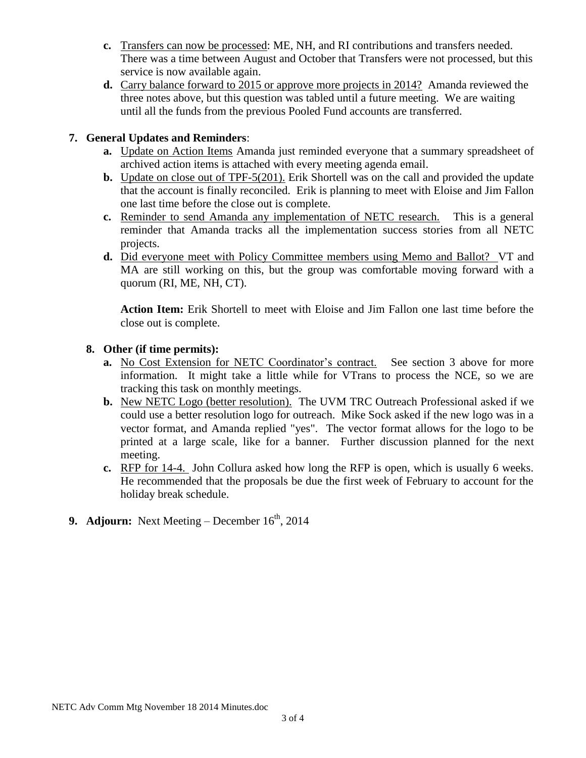c. Transfers can now be processed: ME, NH, and RI contributions and transfers needed. There was a time between August and October that Transfers were not processed, but this service is now available again.

d. Carry balance forward to 2015 or approve more projects in 2014? Amanda reviewed the three notes above, but this question was tabled until a future meeting. We are waiting until all the funds from the previous Pooled Fund accounts are transferred.

**7. General Updates and Reminders**:

a. Update on Action Items Amanda just reminded everyone that a summary spreadsheet of archived action items is attached with every meeting agenda email.

b. Update on close out of TPF-5(201). Erik Shortell was on the call and provided the update that the account is finally reconciled. Erik is planning to meet with Eloise and Jim Fallon one last time before the close out is complete.

c. Reminder to send Amanda any implementation of NETC research. This is a general reminder that Amanda tracks all the implementation success stories from all NETC projects.

d. Did everyone meet with Policy Committee members using Memo and Ballot? VT and MA are still working on this, but the group was comfortable moving forward with a quorum (RI, ME, NH, CT).

**Action Item:** Erik Shortell to meet with Eloise and Jim Fallon one last time before the close out is complete.

**8. Other (if time permits):**

a. No Cost Extension for NETC Coordinator's contract. See section 3 above for more information. It might take a little while for VTrans to process the NCE, so we are tracking this task on monthly meetings.

b. New NETC Logo (better resolution). The UVM TRC Outreach Professional asked if we could use a better resolution logo for outreach. Mike Sock asked if the new logo was in a vector format, and Amanda replied "yes". The vector format allows for the logo to be printed at a large scale, like for a banner. Further discussion planned for the next meeting.

c. RFP for 14-4. John Collura asked how long the RFP is open, which is usually 6 weeks. He recommended that the proposals be due the first week of February to account for the holiday break schedule.

**9. Adjourn:** Next Meeting – December 16th, 2014

NETC Adv Comm Mtg November 18 2014 Minutes.doc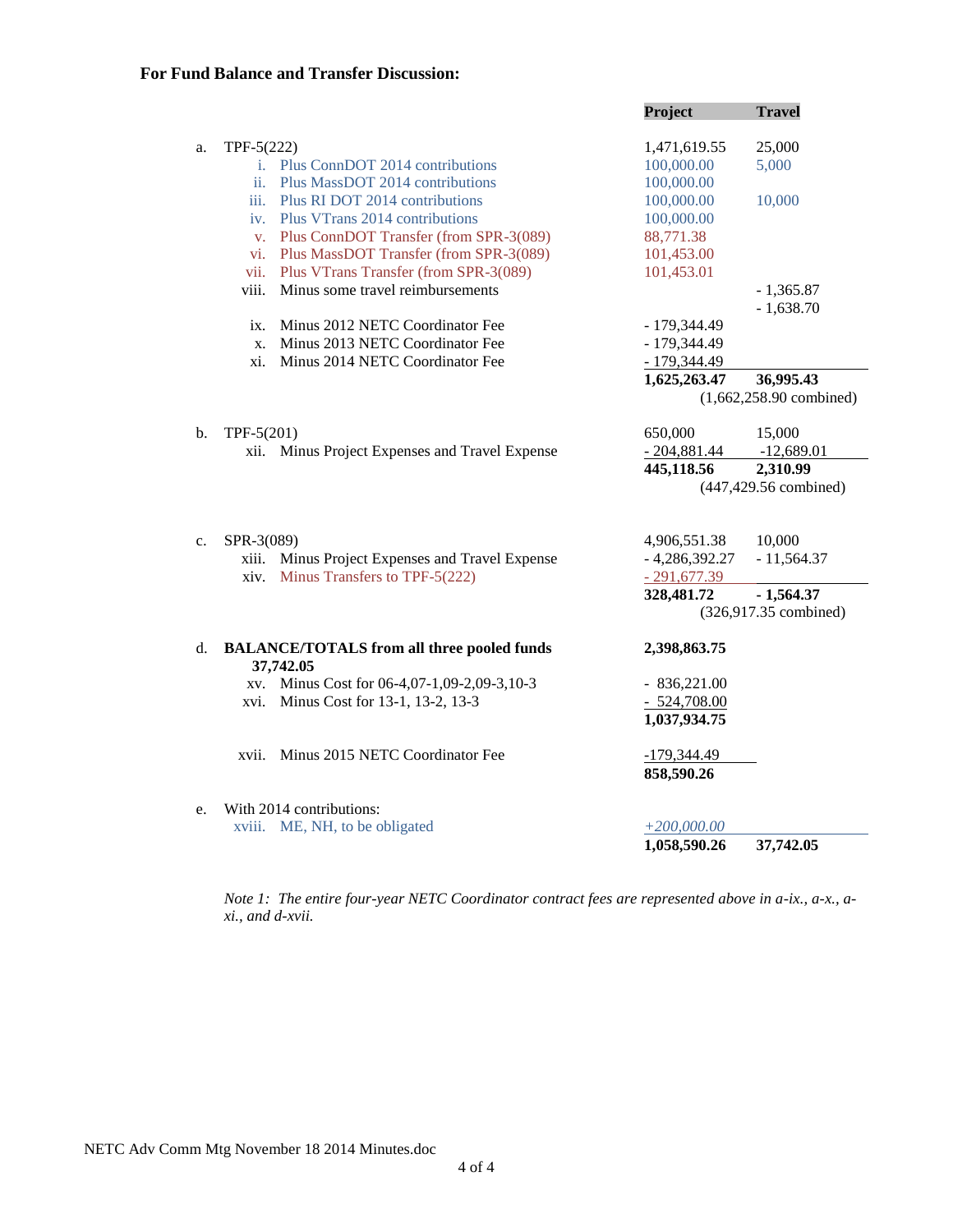**For Fund Balance and Transfer Discussion:**

| | | Project | Travel |
|---|---|---|---|
| a. | TPF-5(222) | 1,471,619.55 | 25,000 |
| | i. Plus ConnDOT 2014 contributions | 100,000.00 | 5,000 |
| | ii. Plus MassDOT 2014 contributions | 100,000.00 | |
| | iii. Plus RI DOT 2014 contributions | 100,000.00 | 10,000 |
| | iv. Plus VTrans 2014 contributions | 100,000.00 | |
| | v. Plus ConnDOT Transfer (from SPR-3(089) | 88,771.38 | |
| | vi. Plus MassDOT Transfer (from SPR-3(089) | 101,453.00 | |
| | vii. Plus VTrans Transfer (from SPR-3(089) | 101,453.01 | |
| | viii. Minus some travel reimbursements | | - 1,365.87 |
| | | | - 1,638.70 |
| | ix. Minus 2012 NETC Coordinator Fee | - 179,344.49 | |
| | x. Minus 2013 NETC Coordinator Fee | - 179,344.49 | |
| | xi. Minus 2014 NETC Coordinator Fee | - 179,344.49 | |
| | | **1,625,263.47** | **36,995.43** |
| | | | (1,662,258.90 combined) |
| b. | TPF-5(201) | 650,000 | 15,000 |
| | xii. Minus Project Expenses and Travel Expense | - 204,881.44 | -12,689.01 |
| | | **445,118.56** | **2,310.99** |
| | | | (447,429.56 combined) |
| c. | SPR-3(089) | 4,906,551.38 | 10,000 |
| | xiii. Minus Project Expenses and Travel Expense | - 4,286,392.27 | - 11,564.37 |
| | xiv. Minus Transfers to TPF-5(222) | - 291,677.39 | |
| | | **328,481.72** | **- 1,564.37** |
| | | | (326,917.35 combined) |
| d. | **BALANCE/TOTALS from all three pooled funds 37,742.05** | **2,398,863.75** | |
| | xv. Minus Cost for 06-4,07-1,09-2,09-3,10-3 | - 836,221.00 | |
| | xvi. Minus Cost for 13-1, 13-2, 13-3 | - 524,708.00 | |
| | | **1,037,934.75** | |
| | xvii. Minus 2015 NETC Coordinator Fee | -179,344.49 | |
| | | **858,590.26** | |
| e. | With 2014 contributions: | | |
| | xviii. ME, NH, to be obligated | *+200,000.00* | |
| | | **1,058,590.26** | **37,742.05** |

*Note 1: The entire four-year NETC Coordinator contract fees are represented above in a-ix., a-x., a-xi., and d-xvii.*